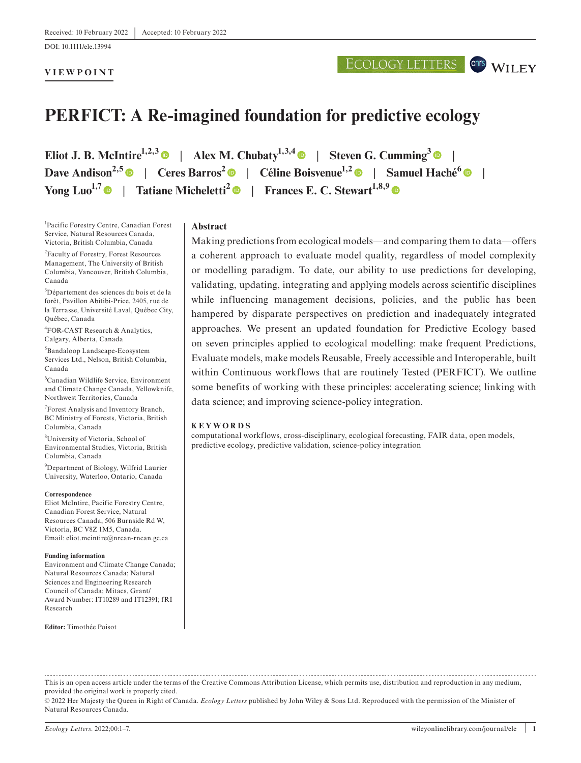Received: 10 February 2022 | Accepted: 10 February 2022

DOI: 10.1111/ele.13994

**VIEWPOINT**

# PERFICT: A Re-imagined foundation for predictive ecology

**Eliot J. B. McIntire[1,2,3] | Alex M. Chubaty[1,3,4] | Steven G. Cumming[3] | Dave Andison[2,5] | Ceres Barros[2] | Céline Boisvenue[1,2] | Samuel Haché[6] | Yong Luo[1,7] | Tatiane Micheletti[2] | Frances E. C. Stewart[1,8,9]**

[1]Pacific Forestry Centre, Canadian Forest Service, Natural Resources Canada, Victoria, British Columbia, Canada

[2]Faculty of Forestry, Forest Resources Management, The University of British Columbia, Vancouver, British Columbia, Canada

[3]Département des sciences du bois et de la forêt, Pavillon Abitibi-Price, 2405, rue de la Terrasse, Université Laval, Québec City, Québec, Canada

[4]FOR-CAST Research & Analytics, Calgary, Alberta, Canada

[5]Bandaloop Landscape-Ecosystem Services Ltd., Nelson, British Columbia, Canada

[6]Canadian Wildlife Service, Environment and Climate Change Canada, Yellowknife, Northwest Territories, Canada

[7]Forest Analysis and Inventory Branch, BC Ministry of Forests, Victoria, British Columbia, Canada

[8]University of Victoria, School of Environmental Studies, Victoria, British Columbia, Canada

[9]Department of Biology, Wilfrid Laurier University, Waterloo, Ontario, Canada

**Correspondence**
Eliot McIntire, Pacific Forestry Centre, Canadian Forest Service, Natural Resources Canada, 506 Burnside Rd W, Victoria, BC V8Z 1M5, Canada.
Email: eliot.mcintire@nrcan-rncan.gc.ca

**Funding information**
Environment and Climate Change Canada; Natural Resources Canada; Natural Sciences and Engineering Research Council of Canada; Mitacs, Grant/Award Number: IT10289 and IT12391; fRI Research

**Editor:** Timothée Poisot

## Abstract

Making predictions from ecological models—and comparing them to data—offers a coherent approach to evaluate model quality, regardless of model complexity or modelling paradigm. To date, our ability to use predictions for developing, validating, updating, integrating and applying models across scientific disciplines while influencing management decisions, policies, and the public has been hampered by disparate perspectives on prediction and inadequately integrated approaches. We present an updated foundation for Predictive Ecology based on seven principles applied to ecological modelling: make frequent Predictions, Evaluate models, make models Reusable, Freely accessible and Interoperable, built within Continuous workflows that are routinely Tested (PERFICT). We outline some benefits of working with these principles: accelerating science; linking with data science; and improving science-policy integration.

**KEYWORDS**

computational workflows, cross-disciplinary, ecological forecasting, FAIR data, open models, predictive ecology, predictive validation, science-policy integration

This is an open access article under the terms of the Creative Commons Attribution License, which permits use, distribution and reproduction in any medium, provided the original work is properly cited.

© 2022 Her Majesty the Queen in Right of Canada. *Ecology Letters* published by John Wiley & Sons Ltd. Reproduced with the permission of the Minister of Natural Resources Canada.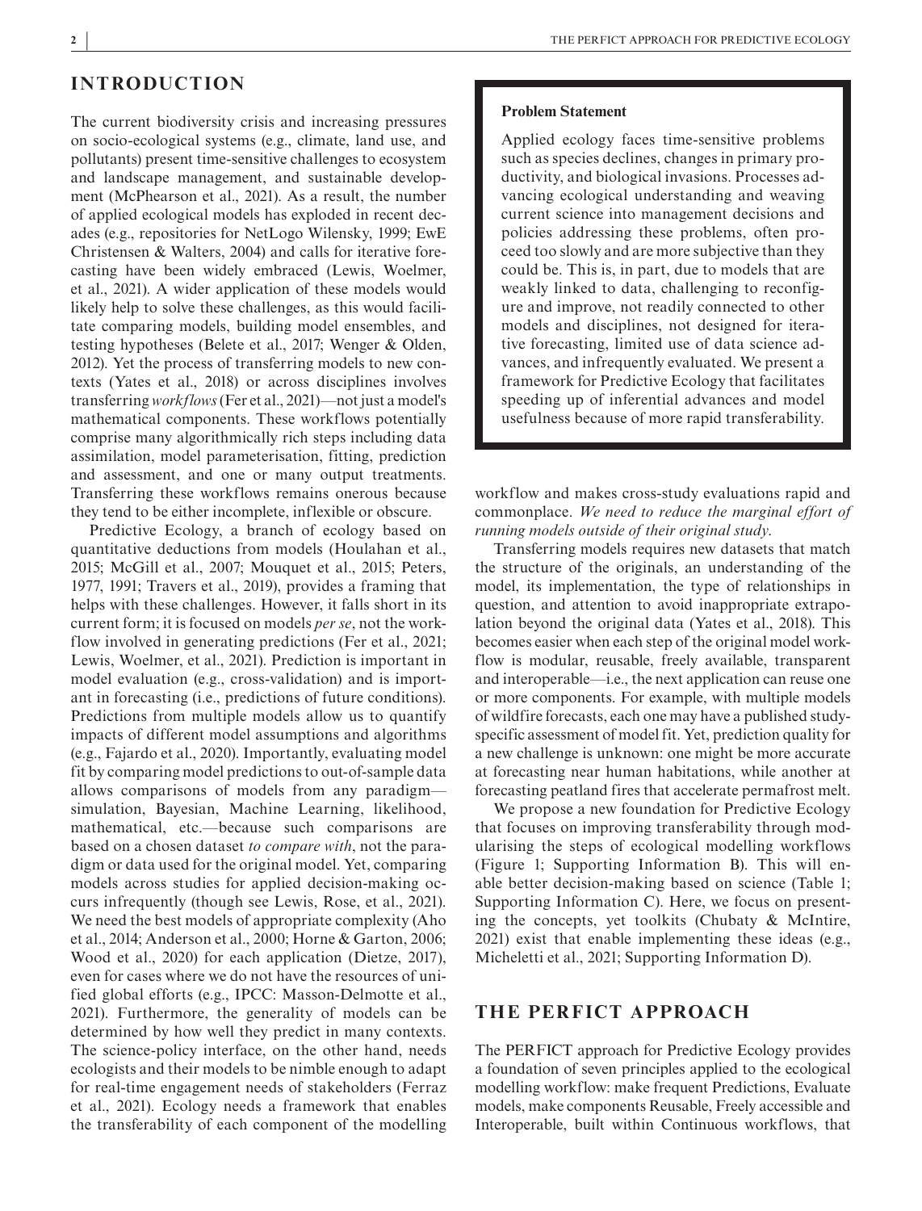## INTRODUCTION

The current biodiversity crisis and increasing pressures on socio-ecological systems (e.g., climate, land use, and pollutants) present time-sensitive challenges to ecosystem and landscape management, and sustainable development (McPhearson et al., 2021). As a result, the number of applied ecological models has exploded in recent decades (e.g., repositories for NetLogo Wilensky, 1999; EwE Christensen & Walters, 2004) and calls for iterative forecasting have been widely embraced (Lewis, Woelmer, et al., 2021). A wider application of these models would likely help to solve these challenges, as this would facilitate comparing models, building model ensembles, and testing hypotheses (Belete et al., 2017; Wenger & Olden, 2012). Yet the process of transferring models to new contexts (Yates et al., 2018) or across disciplines involves transferring *workflows* (Fer et al., 2021)—not just a model's mathematical components. These workflows potentially comprise many algorithmically rich steps including data assimilation, model parameterisation, fitting, prediction and assessment, and one or many output treatments. Transferring these workflows remains onerous because they tend to be either incomplete, inflexible or obscure.

Predictive Ecology, a branch of ecology based on quantitative deductions from models (Houlahan et al., 2015; McGill et al., 2007; Mouquet et al., 2015; Peters, 1977, 1991; Travers et al., 2019), provides a framing that helps with these challenges. However, it falls short in its current form; it is focused on models *per se*, not the workflow involved in generating predictions (Fer et al., 2021; Lewis, Woelmer, et al., 2021). Prediction is important in model evaluation (e.g., cross-validation) and is important in forecasting (i.e., predictions of future conditions). Predictions from multiple models allow us to quantify impacts of different model assumptions and algorithms (e.g., Fajardo et al., 2020). Importantly, evaluating model fit by comparing model predictions to out-of-sample data allows comparisons of models from any paradigm—simulation, Bayesian, Machine Learning, likelihood, mathematical, etc.—because such comparisons are based on a chosen dataset *to compare with*, not the paradigm or data used for the original model. Yet, comparing models across studies for applied decision-making occurs infrequently (though see Lewis, Rose, et al., 2021). We need the best models of appropriate complexity (Aho et al., 2014; Anderson et al., 2000; Horne & Garton, 2006; Wood et al., 2020) for each application (Dietze, 2017), even for cases where we do not have the resources of unified global efforts (e.g., IPCC: Masson-Delmotte et al., 2021). Furthermore, the generality of models can be determined by how well they predict in many contexts. The science-policy interface, on the other hand, needs ecologists and their models to be nimble enough to adapt for real-time engagement needs of stakeholders (Ferraz et al., 2021). Ecology needs a framework that enables the transferability of each component of the modelling workflow and makes cross-study evaluations rapid and commonplace. *We need to reduce the marginal effort of running models outside of their original study*.

> **Problem Statement**
>
> Applied ecology faces time-sensitive problems such as species declines, changes in primary productivity, and biological invasions. Processes advancing ecological understanding and weaving current science into management decisions and policies addressing these problems, often proceed too slowly and are more subjective than they could be. This is, in part, due to models that are weakly linked to data, challenging to reconfigure and improve, not readily connected to other models and disciplines, not designed for iterative forecasting, limited use of data science advances, and infrequently evaluated. We present a framework for Predictive Ecology that facilitates speeding up of inferential advances and model usefulness because of more rapid transferability.

Transferring models requires new datasets that match the structure of the originals, an understanding of the model, its implementation, the type of relationships in question, and attention to avoid inappropriate extrapolation beyond the original data (Yates et al., 2018). This becomes easier when each step of the original model workflow is modular, reusable, freely available, transparent and interoperable—i.e., the next application can reuse one or more components. For example, with multiple models of wildfire forecasts, each one may have a published study-specific assessment of model fit. Yet, prediction quality for a new challenge is unknown: one might be more accurate at forecasting near human habitations, while another at forecasting peatland fires that accelerate permafrost melt.

We propose a new foundation for Predictive Ecology that focuses on improving transferability through modularising the steps of ecological modelling workflows (Figure 1; Supporting Information B). This will enable better decision-making based on science (Table 1; Supporting Information C). Here, we focus on presenting the concepts, yet toolkits (Chubaty & McIntire, 2021) exist that enable implementing these ideas (e.g., Micheletti et al., 2021; Supporting Information D).

## THE PERFICT APPROACH

The PERFICT approach for Predictive Ecology provides a foundation of seven principles applied to the ecological modelling workflow: make frequent Predictions, Evaluate models, make components Reusable, Freely accessible and Interoperable, built within Continuous workflows, that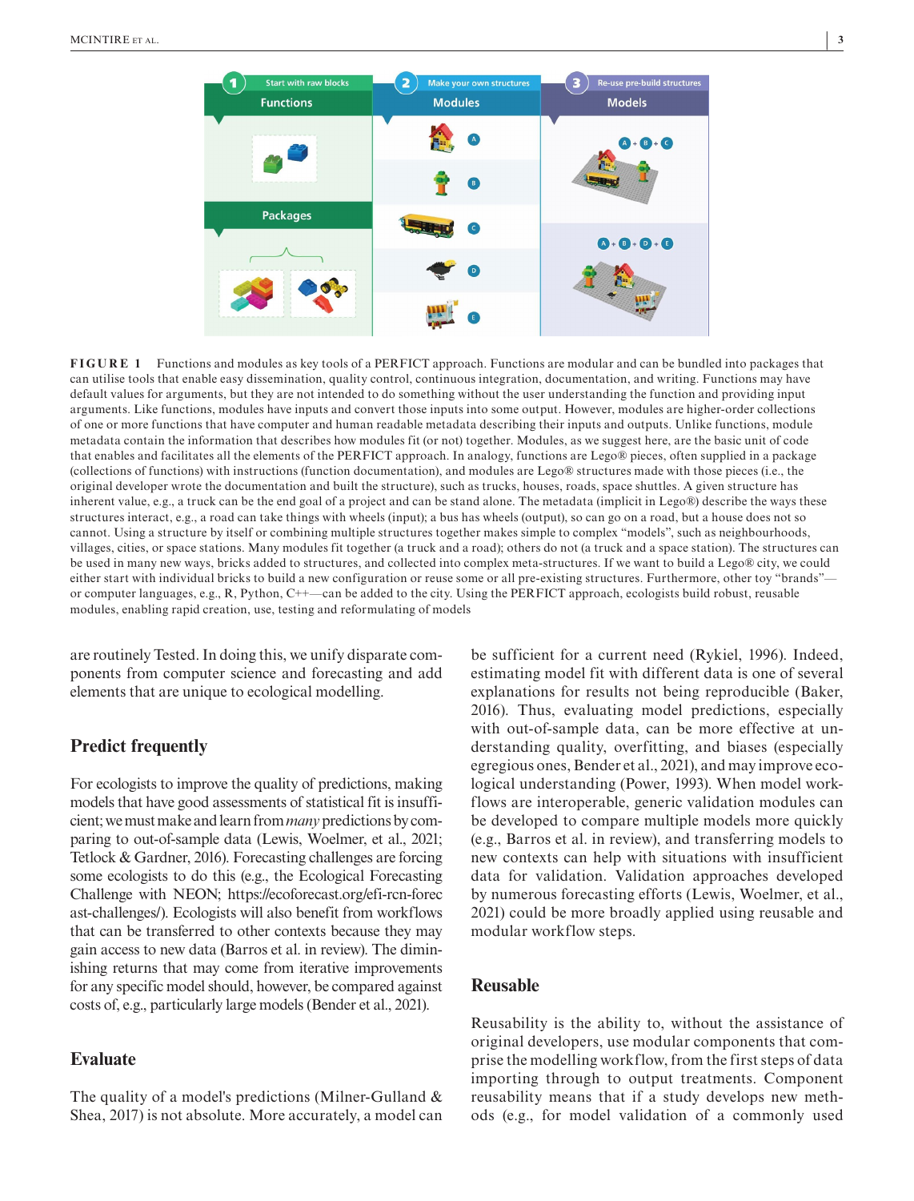FIGURE 1 Functions and modules as key tools of a PERFICT approach. Functions are modular and can be bundled into packages that can utilise tools that enable easy dissemination, quality control, continuous integration, documentation, and writing. Functions may have default values for arguments, but they are not intended to do something without the user understanding the function and providing input arguments. Like functions, modules have inputs and convert those inputs into some output. However, modules are higher-order collections of one or more functions that have computer and human readable metadata describing their inputs and outputs. Unlike functions, module metadata contain the information that describes how modules fit (or not) together. Modules, as we suggest here, are the basic unit of code that enables and facilitates all the elements of the PERFICT approach. In analogy, functions are Lego® pieces, often supplied in a package (collections of functions) with instructions (function documentation), and modules are Lego® structures made with those pieces (i.e., the original developer wrote the documentation and built the structure), such as trucks, houses, roads, space shuttles. A given structure has inherent value, e.g., a truck can be the end goal of a project and can be stand alone. The metadata (implicit in Lego®) describe the ways these structures interact, e.g., a road can take things with wheels (input); a bus has wheels (output), so can go on a road, but a house does not so cannot. Using a structure by itself or combining multiple structures together makes simple to complex "models", such as neighbourhoods, villages, cities, or space stations. Many modules fit together (a truck and a road); others do not (a truck and a space station). The structures can be used in many new ways, bricks added to structures, and collected into complex meta-structures. If we want to build a Lego® city, we could either start with individual bricks to build a new configuration or reuse some or all pre-existing structures. Furthermore, other toy "brands"—or computer languages, e.g., R, Python, C++—can be added to the city. Using the PERFICT approach, ecologists build robust, reusable modules, enabling rapid creation, use, testing and reformulating of models

are routinely Tested. In doing this, we unify disparate components from computer science and forecasting and add elements that are unique to ecological modelling.

## Predict frequently

For ecologists to improve the quality of predictions, making models that have good assessments of statistical fit is insufficient; we must make and learn from *many* predictions by comparing to out-of-sample data (Lewis, Woelmer, et al., 2021; Tetlock & Gardner, 2016). Forecasting challenges are forcing some ecologists to do this (e.g., the Ecological Forecasting Challenge with NEON; https://ecoforecast.org/efi-rcn-forecast-challenges/). Ecologists will also benefit from workflows that can be transferred to other contexts because they may gain access to new data (Barros et al. in review). The diminishing returns that may come from iterative improvements for any specific model should, however, be compared against costs of, e.g., particularly large models (Bender et al., 2021).

## Evaluate

The quality of a model's predictions (Milner-Gulland & Shea, 2017) is not absolute. More accurately, a model can be sufficient for a current need (Rykiel, 1996). Indeed, estimating model fit with different data is one of several explanations for results not being reproducible (Baker, 2016). Thus, evaluating model predictions, especially with out-of-sample data, can be more effective at understanding quality, overfitting, and biases (especially egregious ones, Bender et al., 2021), and may improve ecological understanding (Power, 1993). When model workflows are interoperable, generic validation modules can be developed to compare multiple models more quickly (e.g., Barros et al. in review), and transferring models to new contexts can help with situations with insufficient data for validation. Validation approaches developed by numerous forecasting efforts (Lewis, Woelmer, et al., 2021) could be more broadly applied using reusable and modular workflow steps.

## Reusable

Reusability is the ability to, without the assistance of original developers, use modular components that comprise the modelling workflow, from the first steps of data importing through to output treatments. Component reusability means that if a study develops new methods (e.g., for model validation of a commonly used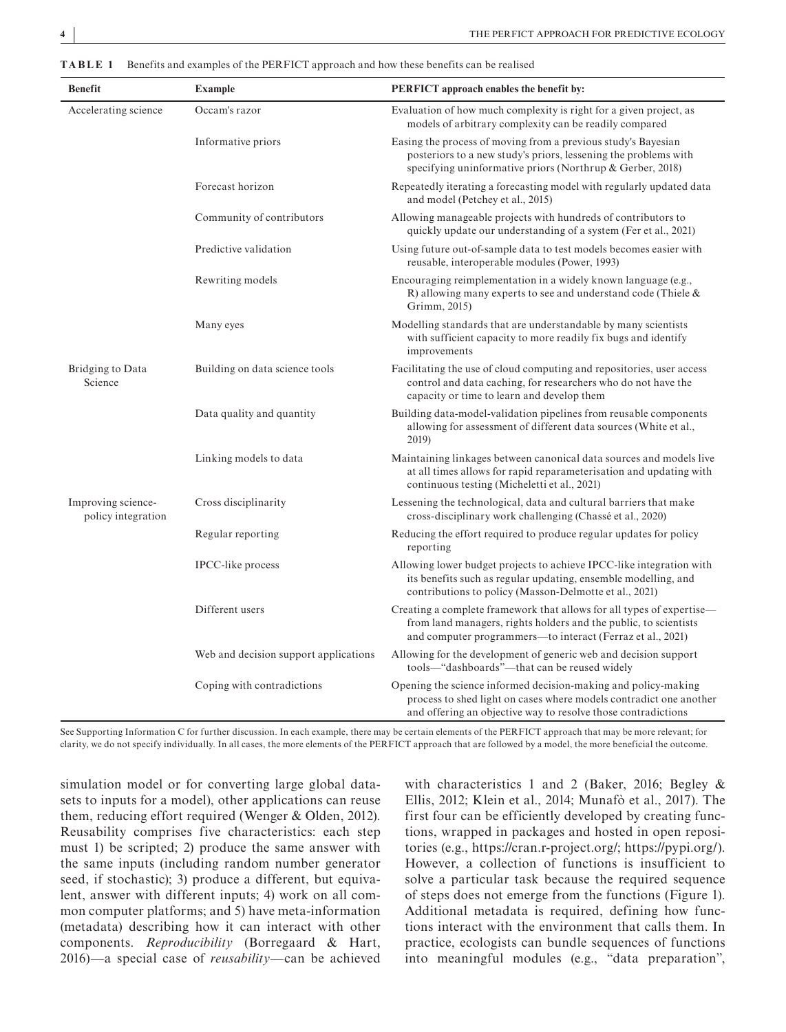**TABLE 1** Benefits and examples of the PERFICT approach and how these benefits can be realised

| Benefit | Example | PERFICT approach enables the benefit by: |
|---|---|---|
| Accelerating science | Occam's razor | Evaluation of how much complexity is right for a given project, as models of arbitrary complexity can be readily compared |
| | Informative priors | Easing the process of moving from a previous study's Bayesian posteriors to a new study's priors, lessening the problems with specifying uninformative priors (Northrup & Gerber, 2018) |
| | Forecast horizon | Repeatedly iterating a forecasting model with regularly updated data and model (Petchey et al., 2015) |
| | Community of contributors | Allowing manageable projects with hundreds of contributors to quickly update our understanding of a system (Fer et al., 2021) |
| | Predictive validation | Using future out-of-sample data to test models becomes easier with reusable, interoperable modules (Power, 1993) |
| | Rewriting models | Encouraging reimplementation in a widely known language (e.g., R) allowing many experts to see and understand code (Thiele & Grimm, 2015) |
| | Many eyes | Modelling standards that are understandable by many scientists with sufficient capacity to more readily fix bugs and identify improvements |
| Bridging to Data Science | Building on data science tools | Facilitating the use of cloud computing and repositories, user access control and data caching, for researchers who do not have the capacity or time to learn and develop them |
| | Data quality and quantity | Building data-model-validation pipelines from reusable components allowing for assessment of different data sources (White et al., 2019) |
| | Linking models to data | Maintaining linkages between canonical data sources and models live at all times allows for rapid reparameterisation and updating with continuous testing (Micheletti et al., 2021) |
| Improving science-policy integration | Cross disciplinarity | Lessening the technological, data and cultural barriers that make cross-disciplinary work challenging (Chassé et al., 2020) |
| | Regular reporting | Reducing the effort required to produce regular updates for policy reporting |
| | IPCC-like process | Allowing lower budget projects to achieve IPCC-like integration with its benefits such as regular updating, ensemble modelling, and contributions to policy (Masson-Delmotte et al., 2021) |
| | Different users | Creating a complete framework that allows for all types of expertise—from land managers, rights holders and the public, to scientists and computer programmers—to interact (Ferraz et al., 2021) |
| | Web and decision support applications | Allowing for the development of generic web and decision support tools—"dashboards"—that can be reused widely |
| | Coping with contradictions | Opening the science informed decision-making and policy-making process to shed light on cases where models contradict one another and offering an objective way to resolve those contradictions |

See Supporting Information C for further discussion. In each example, there may be certain elements of the PERFICT approach that may be more relevant; for clarity, we do not specify individually. In all cases, the more elements of the PERFICT approach that are followed by a model, the more beneficial the outcome.

simulation model or for converting large global datasets to inputs for a model), other applications can reuse them, reducing effort required (Wenger & Olden, 2012). Reusability comprises five characteristics: each step must 1) be scripted; 2) produce the same answer with the same inputs (including random number generator seed, if stochastic); 3) produce a different, but equivalent, answer with different inputs; 4) work on all common computer platforms; and 5) have meta-information (metadata) describing how it can interact with other components. *Reproducibility* (Borregaard & Hart, 2016)—a special case of *reusability*—can be achieved with characteristics 1 and 2 (Baker, 2016; Begley & Ellis, 2012; Klein et al., 2014; Munafò et al., 2017). The first four can be efficiently developed by creating functions, wrapped in packages and hosted in open repositories (e.g., https://cran.r-project.org/; https://pypi.org/). However, a collection of functions is insufficient to solve a particular task because the required sequence of steps does not emerge from the functions (Figure 1). Additional metadata is required, defining how functions interact with the environment that calls them. In practice, ecologists can bundle sequences of functions into meaningful modules (e.g., "data preparation",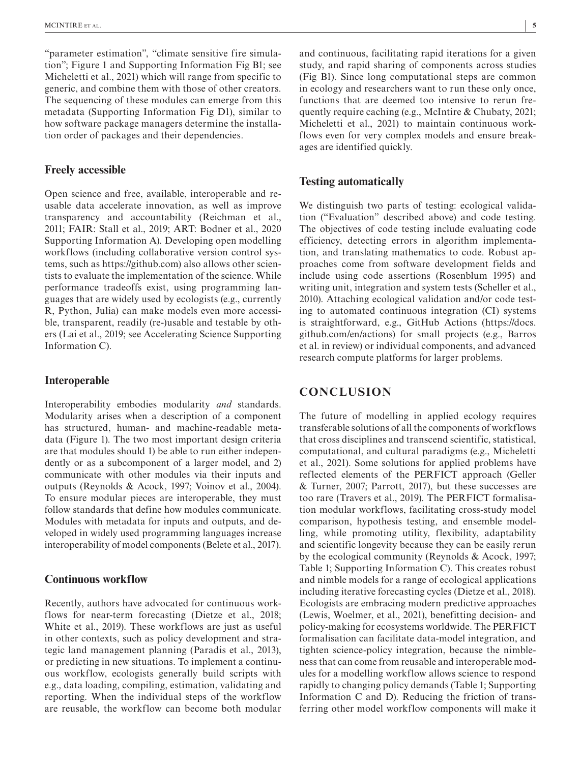"parameter estimation", "climate sensitive fire simulation"; Figure 1 and Supporting Information Fig B1; see Micheletti et al., 2021) which will range from specific to generic, and combine them with those of other creators. The sequencing of these modules can emerge from this metadata (Supporting Information Fig D1), similar to how software package managers determine the installation order of packages and their dependencies.

## Freely accessible

Open science and free, available, interoperable and reusable data accelerate innovation, as well as improve transparency and accountability (Reichman et al., 2011; FAIR: Stall et al., 2019; ART: Bodner et al., 2020 Supporting Information A). Developing open modelling workflows (including collaborative version control systems, such as https://github.com) also allows other scientists to evaluate the implementation of the science. While performance tradeoffs exist, using programming languages that are widely used by ecologists (e.g., currently R, Python, Julia) can make models even more accessible, transparent, readily (re-)usable and testable by others (Lai et al., 2019; see Accelerating Science Supporting Information C).

## Interoperable

Interoperability embodies modularity *and* standards. Modularity arises when a description of a component has structured, human- and machine-readable metadata (Figure 1). The two most important design criteria are that modules should 1) be able to run either independently or as a subcomponent of a larger model, and 2) communicate with other modules via their inputs and outputs (Reynolds & Acock, 1997; Voinov et al., 2004). To ensure modular pieces are interoperable, they must follow standards that define how modules communicate. Modules with metadata for inputs and outputs, and developed in widely used programming languages increase interoperability of model components (Belete et al., 2017).

## Continuous workflow

Recently, authors have advocated for continuous workflows for near-term forecasting (Dietze et al., 2018; White et al., 2019). These workflows are just as useful in other contexts, such as policy development and strategic land management planning (Paradis et al., 2013), or predicting in new situations. To implement a continuous workflow, ecologists generally build scripts with e.g., data loading, compiling, estimation, validating and reporting. When the individual steps of the workflow are reusable, the workflow can become both modular and continuous, facilitating rapid iterations for a given study, and rapid sharing of components across studies (Fig B1). Since long computational steps are common in ecology and researchers want to run these only once, functions that are deemed too intensive to rerun frequently require caching (e.g., McIntire & Chubaty, 2021; Micheletti et al., 2021) to maintain continuous workflows even for very complex models and ensure breakages are identified quickly.

## Testing automatically

We distinguish two parts of testing: ecological validation ("Evaluation" described above) and code testing. The objectives of code testing include evaluating code efficiency, detecting errors in algorithm implementation, and translating mathematics to code. Robust approaches come from software development fields and include using code assertions (Rosenblum 1995) and writing unit, integration and system tests (Scheller et al., 2010). Attaching ecological validation and/or code testing to automated continuous integration (CI) systems is straightforward, e.g., GitHub Actions (https://docs.github.com/en/actions) for small projects (e.g., Barros et al. in review) or individual components, and advanced research compute platforms for larger problems.

# CONCLUSION

The future of modelling in applied ecology requires transferable solutions of all the components of workflows that cross disciplines and transcend scientific, statistical, computational, and cultural paradigms (e.g., Micheletti et al., 2021). Some solutions for applied problems have reflected elements of the PERFICT approach (Geller & Turner, 2007; Parrott, 2017), but these successes are too rare (Travers et al., 2019). The PERFICT formalisation modular workflows, facilitating cross-study model comparison, hypothesis testing, and ensemble modelling, while promoting utility, flexibility, adaptability and scientific longevity because they can be easily rerun by the ecological community (Reynolds & Acock, 1997; Table 1; Supporting Information C). This creates robust and nimble models for a range of ecological applications including iterative forecasting cycles (Dietze et al., 2018). Ecologists are embracing modern predictive approaches (Lewis, Woelmer, et al., 2021), benefitting decision- and policy-making for ecosystems worldwide. The PERFICT formalisation can facilitate data-model integration, and tighten science-policy integration, because the nimbleness that can come from reusable and interoperable modules for a modelling workflow allows science to respond rapidly to changing policy demands (Table 1; Supporting Information C and D). Reducing the friction of transferring other model workflow components will make it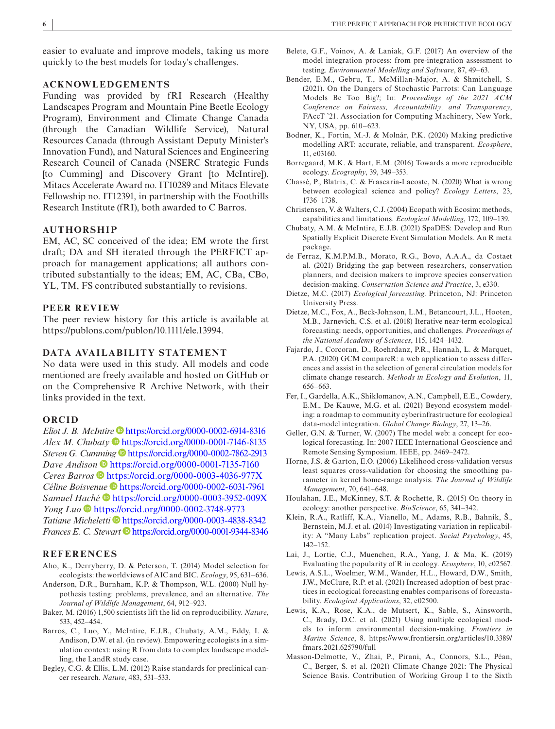easier to evaluate and improve models, taking us more quickly to the best models for today's challenges.

## ACKNOWLEDGEMENTS

Funding was provided by fRI Research (Healthy Landscapes Program and Mountain Pine Beetle Ecology Program), Environment and Climate Change Canada (through the Canadian Wildlife Service), Natural Resources Canada (through Assistant Deputy Minister's Innovation Fund), and Natural Sciences and Engineering Research Council of Canada (NSERC Strategic Funds [to Cumming] and Discovery Grant [to McIntire]). Mitacs Accelerate Award no. IT10289 and Mitacs Elevate Fellowship no. IT12391, in partnership with the Foothills Research Institute (fRI), both awarded to C Barros.

## AUTHORSHIP

EM, AC, SC conceived of the idea; EM wrote the first draft; DA and SH iterated through the PERFICT approach for management applications; all authors contributed substantially to the ideas; EM, AC, CBa, CBo, YL, TM, FS contributed substantially to revisions.

## PEER REVIEW

The peer review history for this article is available at https://publons.com/publon/10.1111/ele.13994.

## DATA AVAILABILITY STATEMENT

No data were used in this study. All models and code mentioned are freely available and hosted on GitHub or on the Comprehensive R Archive Network, with their links provided in the text.

## ORCID

*Eliot J. B. McIntire* https://orcid.org/0000-0002-6914-8316
*Alex M. Chubaty* https://orcid.org/0000-0001-7146-8135
*Steven G. Cumming* https://orcid.org/0000-0002-7862-2913
*Dave Andison* https://orcid.org/0000-0001-7135-7160
*Ceres Barros* https://orcid.org/0000-0003-4036-977X
*Céline Boisvenue* https://orcid.org/0000-0002-6031-7961
*Samuel Haché* https://orcid.org/0000-0003-3952-009X
*Yong Luo* https://orcid.org/0000-0002-3748-9773
*Tatiane Micheletti* https://orcid.org/0000-0003-4838-8342
*Frances E. C. Stewart* https://orcid.org/0000-0001-9344-8346

## REFERENCES

Aho, K., Derryberry, D. & Peterson, T. (2014) Model selection for ecologists: the worldviews of AIC and BIC. *Ecology*, 95, 631–636.

Anderson, D.R., Burnham, K.P. & Thompson, W.L. (2000) Null hypothesis testing: problems, prevalence, and an alternative. *The Journal of Wildlife Management*, 64, 912–923.

Baker, M. (2016) 1,500 scientists lift the lid on reproducibility. *Nature*, 533, 452–454.

Barros, C., Luo, Y., McIntire, E.J.B., Chubaty, A.M., Eddy, I. & Andison, D.W. et al. (in review). Empowering ecologists in a simulation context: using R from data to complex landscape modelling, the LandR study case.

Begley, C.G. & Ellis, L.M. (2012) Raise standards for preclinical cancer research. *Nature*, 483, 531–533.

Belete, G.F., Voinov, A. & Laniak, G.F. (2017) An overview of the model integration process: from pre-integration assessment to testing. *Environmental Modelling and Software*, 87, 49–63.

Bender, E.M., Gebru, T., McMillan-Major, A. & Shmitchell, S. (2021). On the Dangers of Stochastic Parrots: Can Language Models Be Too Big?; In: *Proceedings of the 2021 ACM Conference on Fairness, Accountability, and Transparency*, FAccT '21. Association for Computing Machinery, New York, NY, USA, pp. 610–623.

Bodner, K., Fortin, M.-J. & Molnár, P.K. (2020) Making predictive modelling ART: accurate, reliable, and transparent. *Ecosphere*, 11, e03160.

Borregaard, M.K. & Hart, E.M. (2016) Towards a more reproducible ecology. *Ecography*, 39, 349–353.

Chassé, P., Blatrix, C. & Frascaria-Lacoste, N. (2020) What is wrong between ecological science and policy? *Ecology Letters*, 23, 1736–1738.

Christensen, V. & Walters, C.J. (2004) Ecopath with Ecosim: methods, capabilities and limitations. *Ecological Modelling*, 172, 109–139.

Chubaty, A.M. & McIntire, E.J.B. (2021) SpaDES: Develop and Run Spatially Explicit Discrete Event Simulation Models. An R meta package.

de Ferraz, K.M.P.M.B., Morato, R.G., Bovo, A.A.A., da Costaet al. (2021) Bridging the gap between researchers, conservation planners, and decision makers to improve species conservation decision-making. *Conservation Science and Practice*, 3, e330.

Dietze, M.C. (2017) *Ecological forecasting*. Princeton, NJ: Princeton University Press.

Dietze, M.C., Fox, A., Beck-Johnson, L.M., Betancourt, J.L., Hooten, M.B., Jarnevich, C.S. et al. (2018) Iterative near-term ecological forecasting: needs, opportunities, and challenges. *Proceedings of the National Academy of Sciences*, 115, 1424–1432.

Fajardo, J., Corcoran, D., Roehrdanz, P.R., Hannah, L. & Marquet, P.A. (2020) GCM compareR: a web application to assess differences and assist in the selection of general circulation models for climate change research. *Methods in Ecology and Evolution*, 11, 656–663.

Fer, I., Gardella, A.K., Shiklomanov, A.N., Campbell, E.E., Cowdery, E.M., De Kauwe, M.G. et al. (2021) Beyond ecosystem modeling: a roadmap to community cyberinfrastructure for ecological data-model integration. *Global Change Biology*, 27, 13–26.

Geller, G.N. & Turner, W. (2007) The model web: a concept for ecological forecasting. In: 2007 IEEE International Geoscience and Remote Sensing Symposium. IEEE, pp. 2469–2472.

Horne, J.S. & Garton, E.O. (2006) Likelihood cross-validation versus least squares cross-validation for choosing the smoothing parameter in kernel home-range analysis. *The Journal of Wildlife Management*, 70, 641–648.

Houlahan, J.E., McKinney, S.T. & Rochette, R. (2015) On theory in ecology: another perspective. *BioScience*, 65, 341–342.

Klein, R.A., Ratliff, K.A., Vianello, M., Adams, R.B., Bahník, Š., Bernstein, M.J. et al. (2014) Investigating variation in replicability: A "Many Labs" replication project. *Social Psychology*, 45, 142–152.

Lai, J., Lortie, C.J., Muenchen, R.A., Yang, J. & Ma, K. (2019) Evaluating the popularity of R in ecology. *Ecosphere*, 10, e02567.

Lewis, A.S.L., Woelmer, W.M., Wander, H.L., Howard, D.W., Smith, J.W., McClure, R.P. et al. (2021) Increased adoption of best practices in ecological forecasting enables comparisons of forecastability. *Ecological Applications*, 32, e02500.

Lewis, K.A., Rose, K.A., de Mutsert, K., Sable, S., Ainsworth, C., Brady, D.C. et al. (2021) Using multiple ecological models to inform environmental decision-making. *Frontiers in Marine Science*, 8. https://www.frontiersin.org/articles/10.3389/fmars.2021.625790/full

Masson-Delmotte, V., Zhai, P., Pirani, A., Connors, S.L., Péan, C., Berger, S. et al. (2021) Climate Change 2021: The Physical Science Basis. Contribution of Working Group I to the Sixth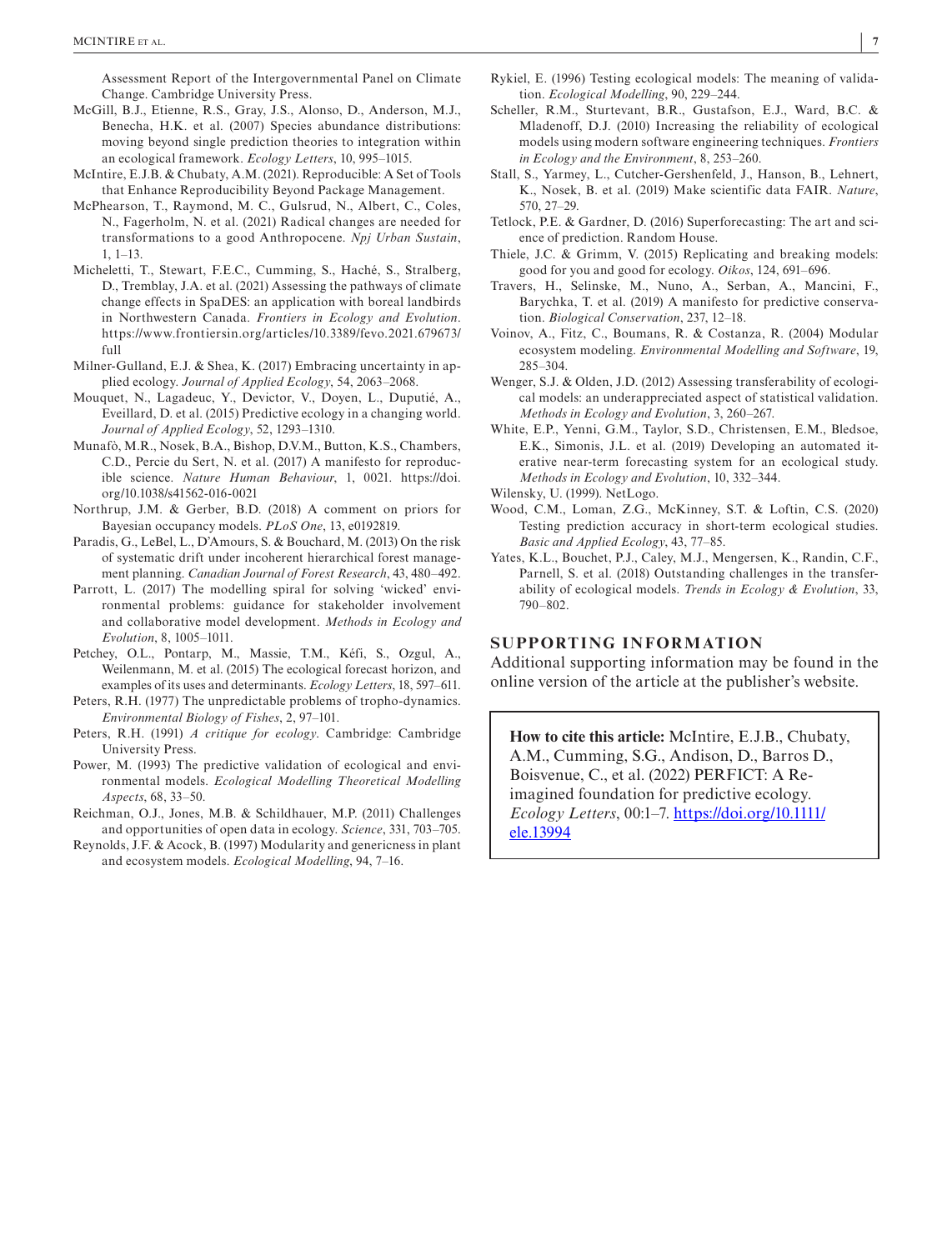Assessment Report of the Intergovernmental Panel on Climate Change. Cambridge University Press.

McGill, B.J., Etienne, R.S., Gray, J.S., Alonso, D., Anderson, M.J., Benecha, H.K. et al. (2007) Species abundance distributions: moving beyond single prediction theories to integration within an ecological framework. *Ecology Letters*, 10, 995–1015.

McIntire, E.J.B. & Chubaty, A.M. (2021). Reproducible: A Set of Tools that Enhance Reproducibility Beyond Package Management.

McPhearson, T., Raymond, M. C., Gulsrud, N., Albert, C., Coles, N., Fagerholm, N. et al. (2021) Radical changes are needed for transformations to a good Anthropocene. *Npj Urban Sustain*, 1, 1–13.

Micheletti, T., Stewart, F.E.C., Cumming, S., Haché, S., Stralberg, D., Tremblay, J.A. et al. (2021) Assessing the pathways of climate change effects in SpaDES: an application with boreal landbirds in Northwestern Canada. *Frontiers in Ecology and Evolution*. https://www.frontiersin.org/articles/10.3389/fevo.2021.679673/full

Milner-Gulland, E.J. & Shea, K. (2017) Embracing uncertainty in applied ecology. *Journal of Applied Ecology*, 54, 2063–2068.

Mouquet, N., Lagadeuc, Y., Devictor, V., Doyen, L., Duputié, A., Eveillard, D. et al. (2015) Predictive ecology in a changing world. *Journal of Applied Ecology*, 52, 1293–1310.

Munafò, M.R., Nosek, B.A., Bishop, D.V.M., Button, K.S., Chambers, C.D., Percie du Sert, N. et al. (2017) A manifesto for reproducible science. *Nature Human Behaviour*, 1, 0021. https://doi.org/10.1038/s41562-016-0021

Northrup, J.M. & Gerber, B.D. (2018) A comment on priors for Bayesian occupancy models. *PLoS One*, 13, e0192819.

Paradis, G., LeBel, L., D'Amours, S. & Bouchard, M. (2013) On the risk of systematic drift under incoherent hierarchical forest management planning. *Canadian Journal of Forest Research*, 43, 480–492.

Parrott, L. (2017) The modelling spiral for solving 'wicked' environmental problems: guidance for stakeholder involvement and collaborative model development. *Methods in Ecology and Evolution*, 8, 1005–1011.

Petchey, O.L., Pontarp, M., Massie, T.M., Kéfi, S., Ozgul, A., Weilenmann, M. et al. (2015) The ecological forecast horizon, and examples of its uses and determinants. *Ecology Letters*, 18, 597–611.

Peters, R.H. (1977) The unpredictable problems of tropho-dynamics. *Environmental Biology of Fishes*, 2, 97–101.

Peters, R.H. (1991) *A critique for ecology*. Cambridge: Cambridge University Press.

Power, M. (1993) The predictive validation of ecological and environmental models. *Ecological Modelling Theoretical Modelling Aspects*, 68, 33–50.

Reichman, O.J., Jones, M.B. & Schildhauer, M.P. (2011) Challenges and opportunities of open data in ecology. *Science*, 331, 703–705.

Reynolds, J.F. & Acock, B. (1997) Modularity and genericness in plant and ecosystem models. *Ecological Modelling*, 94, 7–16.

Rykiel, E. (1996) Testing ecological models: The meaning of validation. *Ecological Modelling*, 90, 229–244.

Scheller, R.M., Sturtevant, B.R., Gustafson, E.J., Ward, B.C. & Mladenoff, D.J. (2010) Increasing the reliability of ecological models using modern software engineering techniques. *Frontiers in Ecology and the Environment*, 8, 253–260.

Stall, S., Yarmey, L., Cutcher-Gershenfeld, J., Hanson, B., Lehnert, K., Nosek, B. et al. (2019) Make scientific data FAIR. *Nature*, 570, 27–29.

Tetlock, P.E. & Gardner, D. (2016) Superforecasting: The art and science of prediction. Random House.

Thiele, J.C. & Grimm, V. (2015) Replicating and breaking models: good for you and good for ecology. *Oikos*, 124, 691–696.

Travers, H., Selinske, M., Nuno, A., Serban, A., Mancini, F., Barychka, T. et al. (2019) A manifesto for predictive conservation. *Biological Conservation*, 237, 12–18.

Voinov, A., Fitz, C., Boumans, R. & Costanza, R. (2004) Modular ecosystem modeling. *Environmental Modelling and Software*, 19, 285–304.

Wenger, S.J. & Olden, J.D. (2012) Assessing transferability of ecological models: an underappreciated aspect of statistical validation. *Methods in Ecology and Evolution*, 3, 260–267.

White, E.P., Yenni, G.M., Taylor, S.D., Christensen, E.M., Bledsoe, E.K., Simonis, J.L. et al. (2019) Developing an automated iterative near-term forecasting system for an ecological study. *Methods in Ecology and Evolution*, 10, 332–344.

Wilensky, U. (1999). NetLogo.

Wood, C.M., Loman, Z.G., McKinney, S.T. & Loftin, C.S. (2020) Testing prediction accuracy in short-term ecological studies. *Basic and Applied Ecology*, 43, 77–85.

Yates, K.L., Bouchet, P.J., Caley, M.J., Mengersen, K., Randin, C.F., Parnell, S. et al. (2018) Outstanding challenges in the transferability of ecological models. *Trends in Ecology & Evolution*, 33, 790–802.

## SUPPORTING INFORMATION

Additional supporting information may be found in the online version of the article at the publisher's website.

**How to cite this article:** McIntire, E.J.B., Chubaty, A.M., Cumming, S.G., Andison, D., Barros D., Boisvenue, C., et al. (2022) PERFICT: A Re-imagined foundation for predictive ecology. *Ecology Letters*, 00:1–7. https://doi.org/10.1111/ele.13994